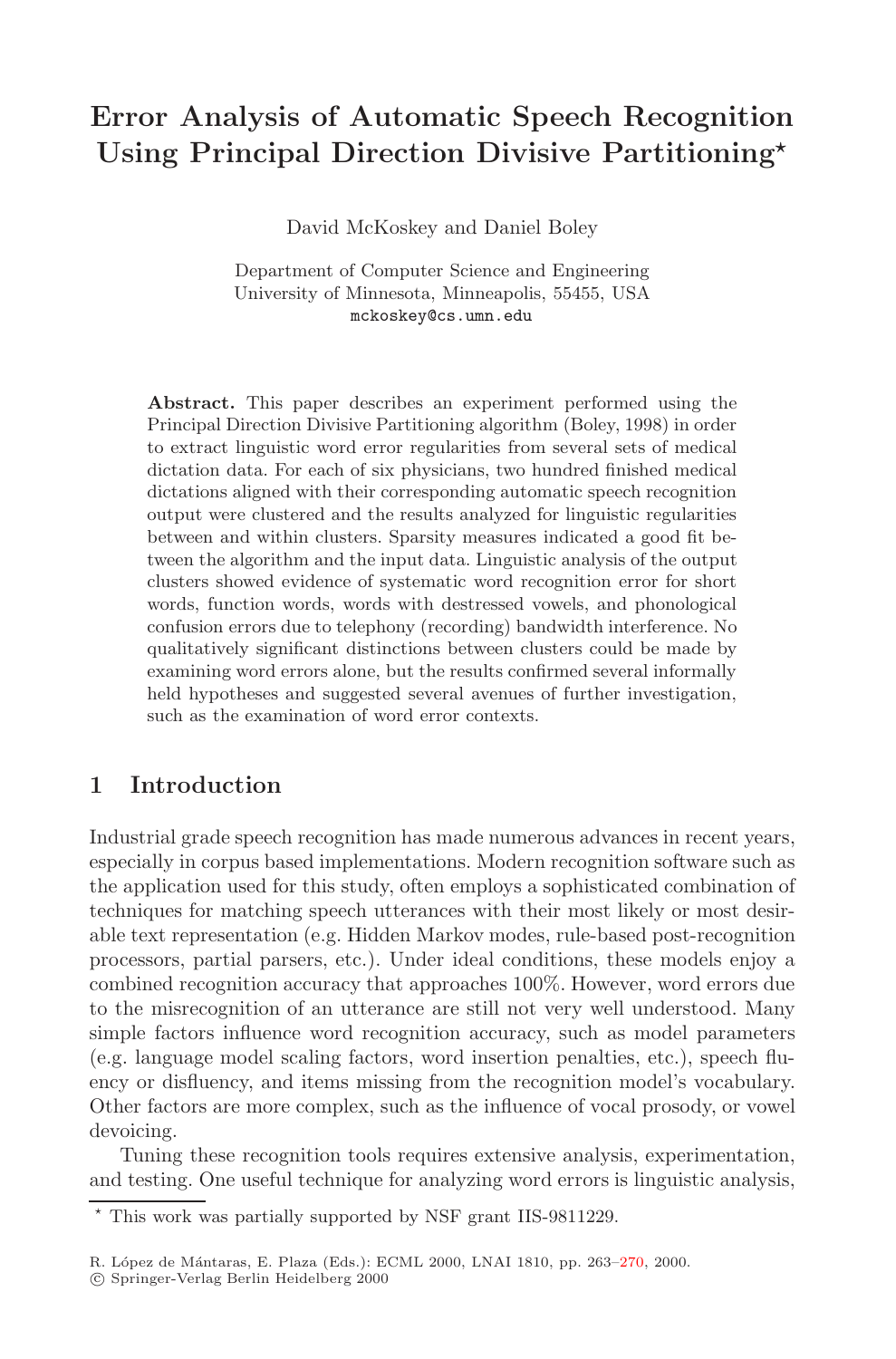# Error Analysis of Automatic Speech Recognition Using Principal Direction Divisive Partitioning*

David McKoskey and Daniel Boley

Department of Computer Science and Engineering
University of Minnesota, Minneapolis, 55455, USA
mckoskey@cs.umn.edu

**Abstract.** This paper describes an experiment performed using the Principal Direction Divisive Partitioning algorithm (Boley, 1998) in order to extract linguistic word error regularities from several sets of medical dictation data. For each of six physicians, two hundred finished medical dictations aligned with their corresponding automatic speech recognition output were clustered and the results analyzed for linguistic regularities between and within clusters. Sparsity measures indicated a good fit between the algorithm and the input data. Linguistic analysis of the output clusters showed evidence of systematic word recognition error for short words, function words, words with destressed vowels, and phonological confusion errors due to telephony (recording) bandwidth interference. No qualitatively significant distinctions between clusters could be made by examining word errors alone, but the results confirmed several informally held hypotheses and suggested several avenues of further investigation, such as the examination of word error contexts.

## 1 Introduction

Industrial grade speech recognition has made numerous advances in recent years, especially in corpus based implementations. Modern recognition software such as the application used for this study, often employs a sophisticated combination of techniques for matching speech utterances with their most likely or most desirable text representation (e.g. Hidden Markov modes, rule-based post-recognition processors, partial parsers, etc.). Under ideal conditions, these models enjoy a combined recognition accuracy that approaches 100%. However, word errors due to the misrecognition of an utterance are still not very well understood. Many simple factors influence word recognition accuracy, such as model parameters (e.g. language model scaling factors, word insertion penalties, etc.), speech fluency or disfluency, and items missing from the recognition model's vocabulary. Other factors are more complex, such as the influence of vocal prosody, or vowel devoicing.

Tuning these recognition tools requires extensive analysis, experimentation, and testing. One useful technique for analyzing word errors is linguistic analysis,

* This work was partially supported by NSF grant IIS-9811229.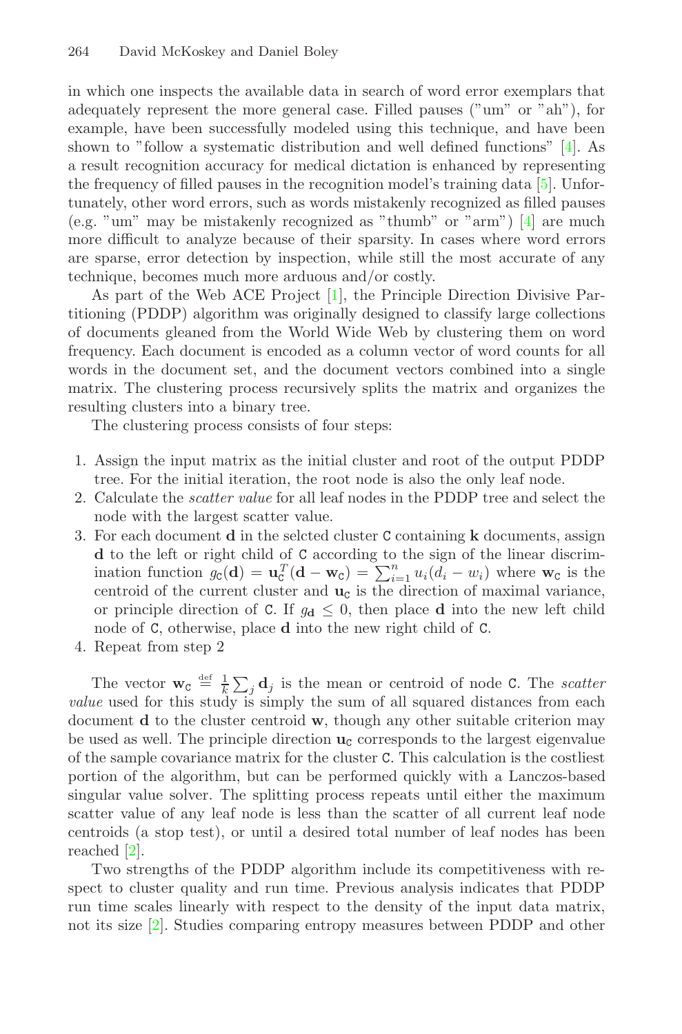in which one inspects the available data in search of word error exemplars that adequately represent the more general case. Filled pauses ("um" or "ah"), for example, have been successfully modeled using this technique, and have been shown to "follow a systematic distribution and well defined functions" [4]. As a result recognition accuracy for medical dictation is enhanced by representing the frequency of filled pauses in the recognition model's training data [5]. Unfortunately, other word errors, such as words mistakenly recognized as filled pauses (e.g. "um" may be mistakenly recognized as "thumb" or "arm") [4] are much more difficult to analyze because of their sparsity. In cases where word errors are sparse, error detection by inspection, while still the most accurate of any technique, becomes much more arduous and/or costly.

As part of the Web ACE Project [1], the Principle Direction Divisive Partitioning (PDDP) algorithm was originally designed to classify large collections of documents gleaned from the World Wide Web by clustering them on word frequency. Each document is encoded as a column vector of word counts for all words in the document set, and the document vectors combined into a single matrix. The clustering process recursively splits the matrix and organizes the resulting clusters into a binary tree.

The clustering process consists of four steps:

1. Assign the input matrix as the initial cluster and root of the output PDDP tree. For the initial iteration, the root node is also the only leaf node.
2. Calculate the *scatter value* for all leaf nodes in the PDDP tree and select the node with the largest scatter value.
3. For each document $\mathbf{d}$ in the selcted cluster $\mathtt{C}$ containing $\mathbf{k}$ documents, assign $\mathbf{d}$ to the left or right child of $\mathtt{C}$ according to the sign of the linear discrimination function $g_{\mathtt{C}}(\mathbf{d}) = \mathbf{u}_{\mathtt{C}}^T(\mathbf{d} - \mathbf{w}_{\mathtt{C}}) = \sum_{i=1}^{n} u_i(d_i - w_i)$ where $\mathbf{w}_{\mathtt{C}}$ is the centroid of the current cluster and $\mathbf{u}_{\mathtt{C}}$ is the direction of maximal variance, or principle direction of $\mathtt{C}$. If $g_{\mathbf{d}} \leq 0$, then place $\mathbf{d}$ into the new left child node of $\mathtt{C}$, otherwise, place $\mathbf{d}$ into the new right child of $\mathtt{C}$.
4. Repeat from step 2

The vector $\mathbf{w}_{\mathtt{C}} \stackrel{\text{def}}{=} \frac{1}{k}\sum_j \mathbf{d}_j$ is the mean or centroid of node $\mathtt{C}$. The *scatter value* used for this study is simply the sum of all squared distances from each document $\mathbf{d}$ to the cluster centroid $\mathbf{w}$, though any other suitable criterion may be used as well. The principle direction $\mathbf{u}_{\mathtt{C}}$ corresponds to the largest eigenvalue of the sample covariance matrix for the cluster $\mathtt{C}$. This calculation is the costliest portion of the algorithm, but can be performed quickly with a Lanczos-based singular value solver. The splitting process repeats until either the maximum scatter value of any leaf node is less than the scatter of all current leaf node centroids (a stop test), or until a desired total number of leaf nodes has been reached [2].

Two strengths of the PDDP algorithm include its competitiveness with respect to cluster quality and run time. Previous analysis indicates that PDDP run time scales linearly with respect to the density of the input data matrix, not its size [2]. Studies comparing entropy measures between PDDP and other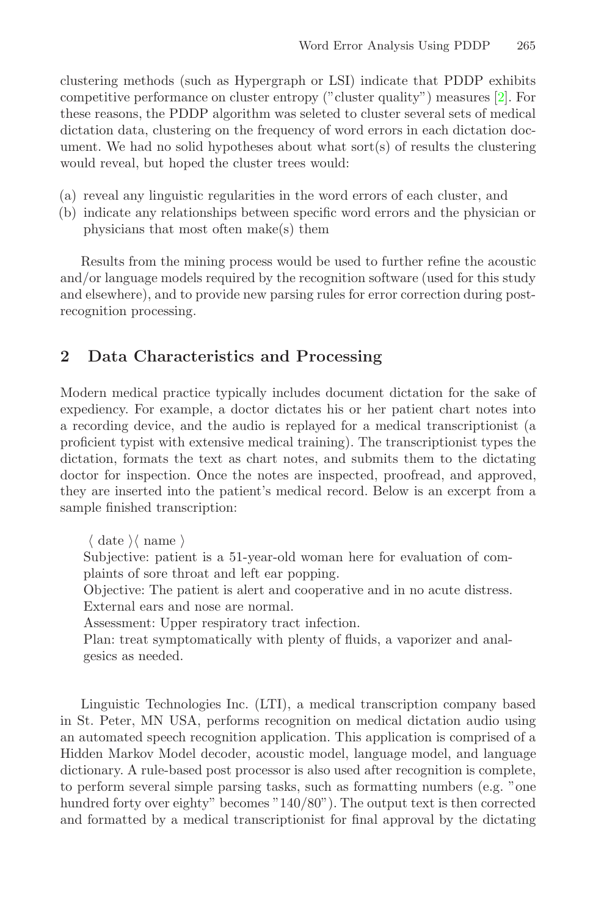clustering methods (such as Hypergraph or LSI) indicate that PDDP exhibits competitive performance on cluster entropy ("cluster quality") measures [2]. For these reasons, the PDDP algorithm was seleted to cluster several sets of medical dictation data, clustering on the frequency of word errors in each dictation document. We had no solid hypotheses about what sort(s) of results the clustering would reveal, but hoped the cluster trees would:

(a) reveal any linguistic regularities in the word errors of each cluster, and
(b) indicate any relationships between specific word errors and the physician or physicians that most often make(s) them

Results from the mining process would be used to further refine the acoustic and/or language models required by the recognition software (used for this study and elsewhere), and to provide new parsing rules for error correction during post-recognition processing.

## 2 Data Characteristics and Processing

Modern medical practice typically includes document dictation for the sake of expediency. For example, a doctor dictates his or her patient chart notes into a recording device, and the audio is replayed for a medical transcriptionist (a proficient typist with extensive medical training). The transcriptionist types the dictation, formats the text as chart notes, and submits them to the dictating doctor for inspection. Once the notes are inspected, proofread, and approved, they are inserted into the patient's medical record. Below is an excerpt from a sample finished transcription:

> ⟨ date ⟩⟨ name ⟩
> Subjective: patient is a 51-year-old woman here for evaluation of complaints of sore throat and left ear popping.
> Objective: The patient is alert and cooperative and in no acute distress. External ears and nose are normal.
> Assessment: Upper respiratory tract infection.
> Plan: treat symptomatically with plenty of fluids, a vaporizer and analgesics as needed.

Linguistic Technologies Inc. (LTI), a medical transcription company based in St. Peter, MN USA, performs recognition on medical dictation audio using an automated speech recognition application. This application is comprised of a Hidden Markov Model decoder, acoustic model, language model, and language dictionary. A rule-based post processor is also used after recognition is complete, to perform several simple parsing tasks, such as formatting numbers (e.g. "one hundred forty over eighty" becomes "140/80"). The output text is then corrected and formatted by a medical transcriptionist for final approval by the dictating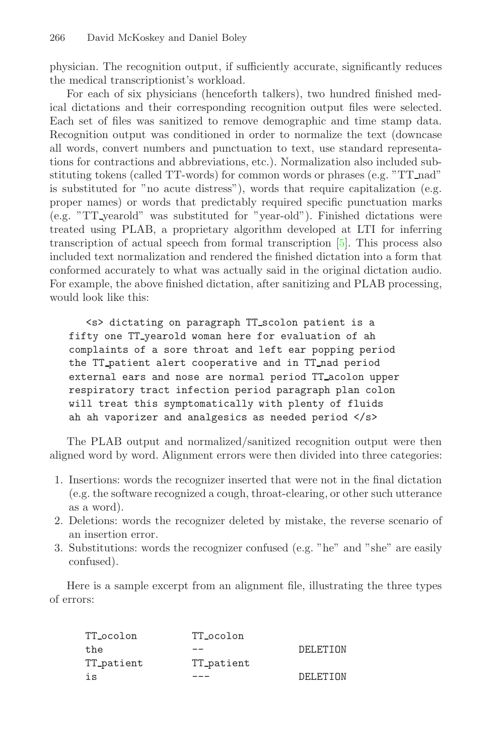physician. The recognition output, if sufficiently accurate, significantly reduces the medical transcriptionist's workload.

For each of six physicians (henceforth talkers), two hundred finished medical dictations and their corresponding recognition output files were selected. Each set of files was sanitized to remove demographic and time stamp data. Recognition output was conditioned in order to normalize the text (downcase all words, convert numbers and punctuation to text, use standard representations for contractions and abbreviations, etc.). Normalization also included substituting tokens (called TT-words) for common words or phrases (e.g. "TT_nad" is substituted for "no acute distress"), words that require capitalization (e.g. proper names) or words that predictably required specific punctuation marks (e.g. "TT_yearold" was substituted for "year-old"). Finished dictations were treated using PLAB, a proprietary algorithm developed at LTI for inferring transcription of actual speech from formal transcription [5]. This process also included text normalization and rendered the finished dictation into a form that conformed accurately to what was actually said in the original dictation audio. For example, the above finished dictation, after sanitizing and PLAB processing, would look like this:

```
<s> dictating on paragraph TT_scolon patient is a
fifty one TT_yearold woman here for evaluation of ah
complaints of a sore throat and left ear popping period
the TT_patient alert cooperative and in TT_nad period
external ears and nose are normal period TT_acolon upper
respiratory tract infection period paragraph plan colon
will treat this symptomatically with plenty of fluids
ah ah vaporizer and analgesics as needed period </s>
```

The PLAB output and normalized/sanitized recognition output were then aligned word by word. Alignment errors were then divided into three categories:

1. Insertions: words the recognizer inserted that were not in the final dictation (e.g. the software recognized a cough, throat-clearing, or other such utterance as a word).
2. Deletions: words the recognizer deleted by mistake, the reverse scenario of an insertion error.
3. Substitutions: words the recognizer confused (e.g. "he" and "she" are easily confused).

Here is a sample excerpt from an alignment file, illustrating the three types of errors:

```
TT_ocolon        TT_ocolon
the              --                  DELETION
TT_patient       TT_patient
is               ---                 DELETION
```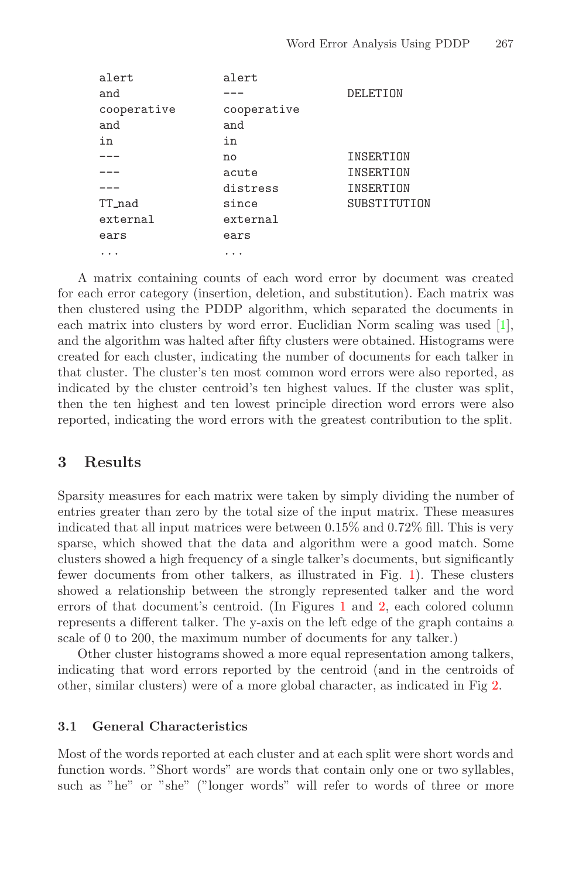```
alert           alert
and             ---             DELETION
cooperative     cooperative
and             and
in              in
---             no              INSERTION
---             acute           INSERTION
---             distress        INSERTION
TT_nad          since           SUBSTITUTION
external        external
ears            ears
...             ...
```

A matrix containing counts of each word error by document was created for each error category (insertion, deletion, and substitution). Each matrix was then clustered using the PDDP algorithm, which separated the documents in each matrix into clusters by word error. Euclidian Norm scaling was used [1], and the algorithm was halted after fifty clusters were obtained. Histograms were created for each cluster, indicating the number of documents for each talker in that cluster. The cluster's ten most common word errors were also reported, as indicated by the cluster centroid's ten highest values. If the cluster was split, then the ten highest and ten lowest principle direction word errors were also reported, indicating the word errors with the greatest contribution to the split.

## 3 Results

Sparsity measures for each matrix were taken by simply dividing the number of entries greater than zero by the total size of the input matrix. These measures indicated that all input matrices were between 0.15% and 0.72% fill. This is very sparse, which showed that the data and algorithm were a good match. Some clusters showed a high frequency of a single talker's documents, but significantly fewer documents from other talkers, as illustrated in Fig. 1). These clusters showed a relationship between the strongly represented talker and the word errors of that document's centroid. (In Figures 1 and 2, each colored column represents a different talker. The y-axis on the left edge of the graph contains a scale of 0 to 200, the maximum number of documents for any talker.)

Other cluster histograms showed a more equal representation among talkers, indicating that word errors reported by the centroid (and in the centroids of other, similar clusters) were of a more global character, as indicated in Fig 2.

### 3.1 General Characteristics

Most of the words reported at each cluster and at each split were short words and function words. "Short words" are words that contain only one or two syllables, such as "he" or "she" ("longer words" will refer to words of three or more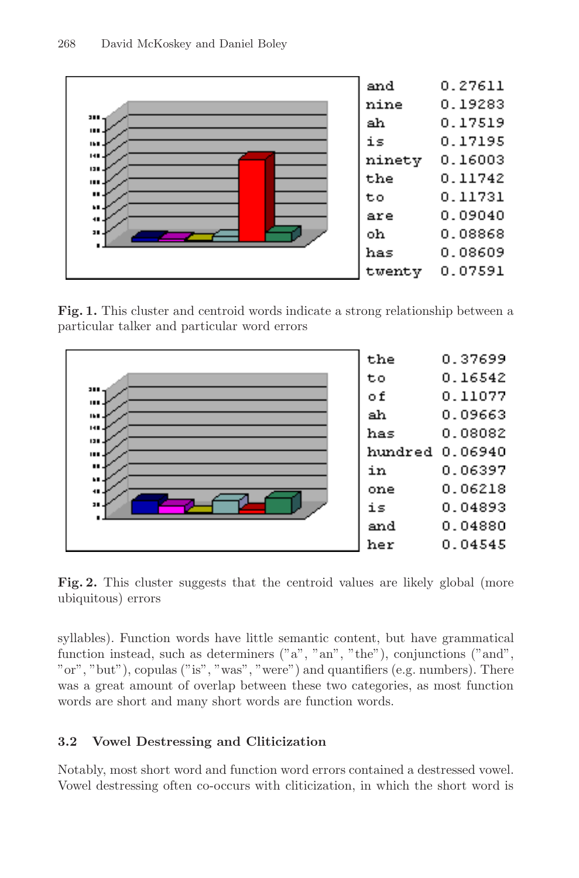| | |
|---|---|
| and | 0.27611 |
| nine | 0.19283 |
| ah | 0.17519 |
| is | 0.17195 |
| ninety | 0.16003 |
| the | 0.11742 |
| to | 0.11731 |
| are | 0.09040 |
| oh | 0.08868 |
| has | 0.08609 |
| twenty | 0.07591 |

**Fig. 1.** This cluster and centroid words indicate a strong relationship between a particular talker and particular word errors

| | |
|---|---|
| the | 0.37699 |
| to | 0.16542 |
| of | 0.11077 |
| ah | 0.09663 |
| has | 0.08082 |
| hundred | 0.06940 |
| in | 0.06397 |
| one | 0.06218 |
| is | 0.04893 |
| and | 0.04880 |
| her | 0.04545 |

**Fig. 2.** This cluster suggests that the centroid values are likely global (more ubiquitous) errors

syllables). Function words have little semantic content, but have grammatical function instead, such as determiners ("a", "an", "the"), conjunctions ("and", "or", "but"), copulas ("is", "was", "were") and quantifiers (e.g. numbers). There was a great amount of overlap between these two categories, as most function words are short and many short words are function words.

### 3.2 Vowel Destressing and Cliticization

Notably, most short word and function word errors contained a destressed vowel. Vowel destressing often co-occurs with cliticization, in which the short word is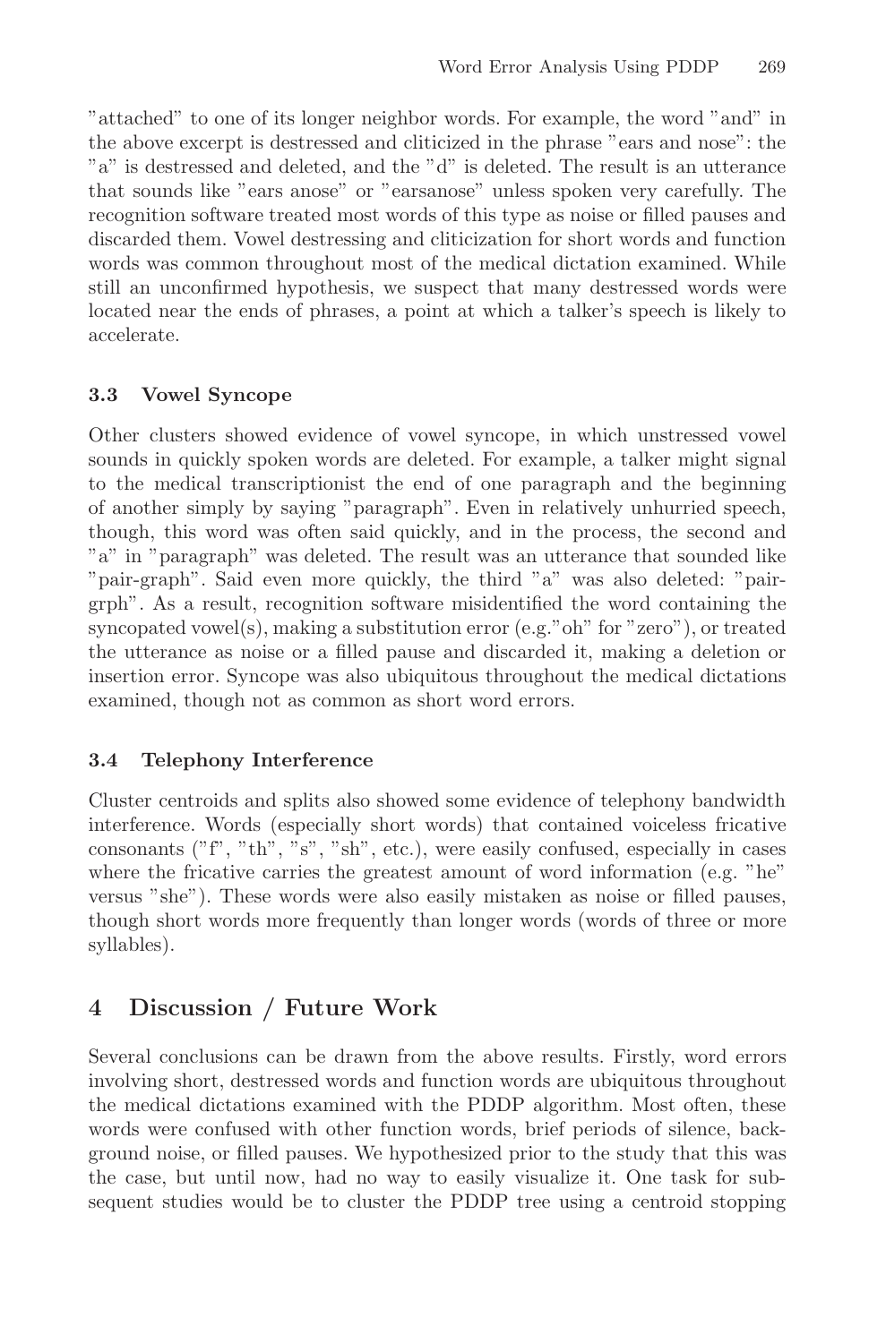"attached" to one of its longer neighbor words. For example, the word "and" in the above excerpt is destressed and cliticized in the phrase "ears and nose": the "a" is destressed and deleted, and the "d" is deleted. The result is an utterance that sounds like "ears anose" or "earsanose" unless spoken very carefully. The recognition software treated most words of this type as noise or filled pauses and discarded them. Vowel destressing and cliticization for short words and function words was common throughout most of the medical dictation examined. While still an unconfirmed hypothesis, we suspect that many destressed words were located near the ends of phrases, a point at which a talker's speech is likely to accelerate.

### 3.3 Vowel Syncope

Other clusters showed evidence of vowel syncope, in which unstressed vowel sounds in quickly spoken words are deleted. For example, a talker might signal to the medical transcriptionist the end of one paragraph and the beginning of another simply by saying "paragraph". Even in relatively unhurried speech, though, this word was often said quickly, and in the process, the second and "a" in "paragraph" was deleted. The result was an utterance that sounded like "pair-graph". Said even more quickly, the third "a" was also deleted: "pair-grph". As a result, recognition software misidentified the word containing the syncopated vowel(s), making a substitution error (e.g."oh" for "zero"), or treated the utterance as noise or a filled pause and discarded it, making a deletion or insertion error. Syncope was also ubiquitous throughout the medical dictations examined, though not as common as short word errors.

### 3.4 Telephony Interference

Cluster centroids and splits also showed some evidence of telephony bandwidth interference. Words (especially short words) that contained voiceless fricative consonants ("f", "th", "s", "sh", etc.), were easily confused, especially in cases where the fricative carries the greatest amount of word information (e.g. "he" versus "she"). These words were also easily mistaken as noise or filled pauses, though short words more frequently than longer words (words of three or more syllables).

## 4 Discussion / Future Work

Several conclusions can be drawn from the above results. Firstly, word errors involving short, destressed words and function words are ubiquitous throughout the medical dictations examined with the PDDP algorithm. Most often, these words were confused with other function words, brief periods of silence, background noise, or filled pauses. We hypothesized prior to the study that this was the case, but until now, had no way to easily visualize it. One task for subsequent studies would be to cluster the PDDP tree using a centroid stopping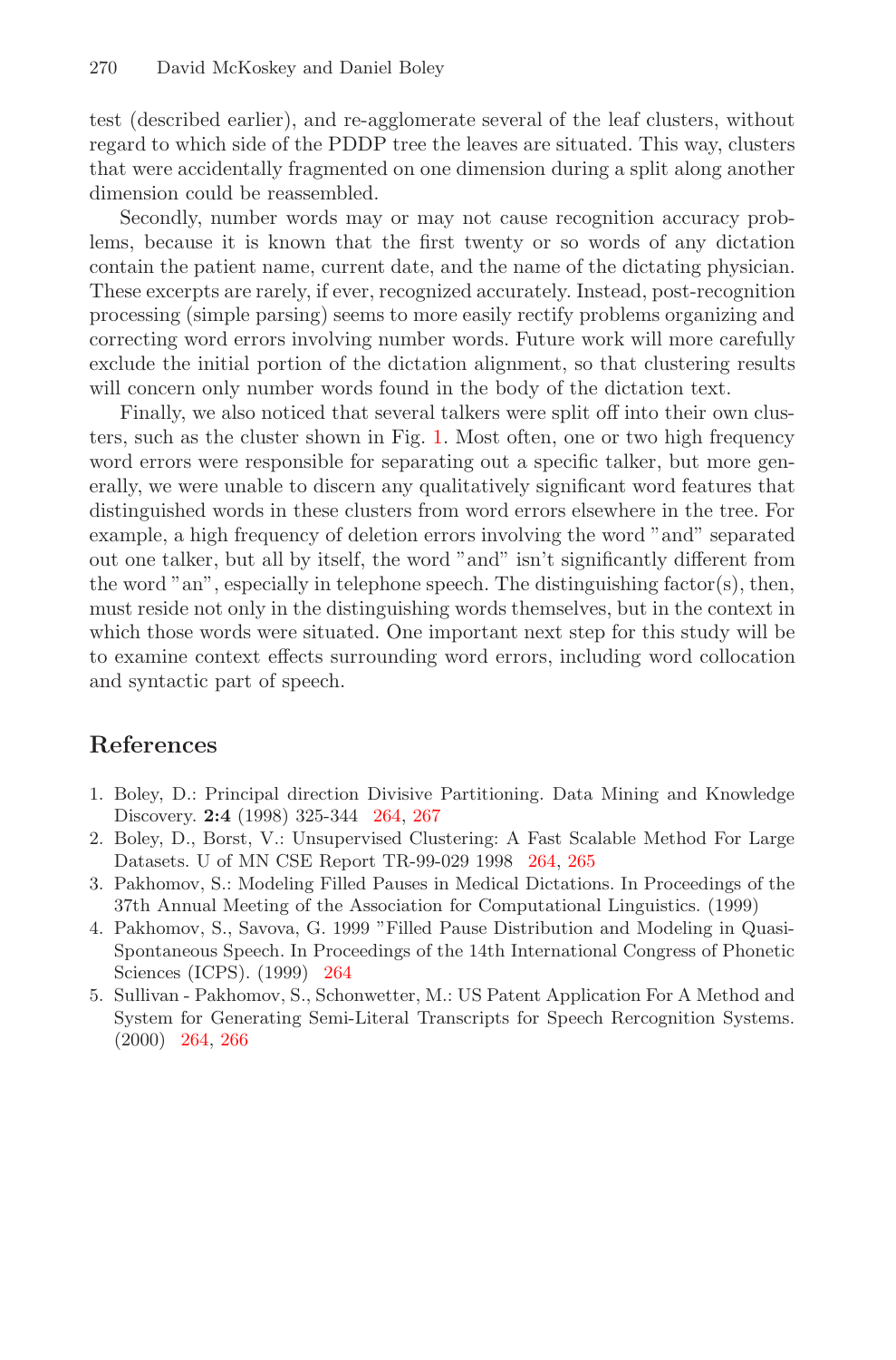test (described earlier), and re-agglomerate several of the leaf clusters, without regard to which side of the PDDP tree the leaves are situated. This way, clusters that were accidentally fragmented on one dimension during a split along another dimension could be reassembled.

Secondly, number words may or may not cause recognition accuracy problems, because it is known that the first twenty or so words of any dictation contain the patient name, current date, and the name of the dictating physician. These excerpts are rarely, if ever, recognized accurately. Instead, post-recognition processing (simple parsing) seems to more easily rectify problems organizing and correcting word errors involving number words. Future work will more carefully exclude the initial portion of the dictation alignment, so that clustering results will concern only number words found in the body of the dictation text.

Finally, we also noticed that several talkers were split off into their own clusters, such as the cluster shown in Fig. 1. Most often, one or two high frequency word errors were responsible for separating out a specific talker, but more generally, we were unable to discern any qualitatively significant word features that distinguished words in these clusters from word errors elsewhere in the tree. For example, a high frequency of deletion errors involving the word "and" separated out one talker, but all by itself, the word "and" isn't significantly different from the word "an", especially in telephone speech. The distinguishing factor(s), then, must reside not only in the distinguishing words themselves, but in the context in which those words were situated. One important next step for this study will be to examine context effects surrounding word errors, including word collocation and syntactic part of speech.

## References

1. Boley, D.: Principal direction Divisive Partitioning. Data Mining and Knowledge Discovery. **2:4** (1998) 325-344 264, 267
2. Boley, D., Borst, V.: Unsupervised Clustering: A Fast Scalable Method For Large Datasets. U of MN CSE Report TR-99-029 1998 264, 265
3. Pakhomov, S.: Modeling Filled Pauses in Medical Dictations. In Proceedings of the 37th Annual Meeting of the Association for Computational Linguistics. (1999)
4. Pakhomov, S., Savova, G. 1999 "Filled Pause Distribution and Modeling in Quasi-Spontaneous Speech. In Proceedings of the 14th International Congress of Phonetic Sciences (ICPS). (1999) 264
5. Sullivan - Pakhomov, S., Schonwetter, M.: US Patent Application For A Method and System for Generating Semi-Literal Transcripts for Speech Rercognition Systems. (2000) 264, 266